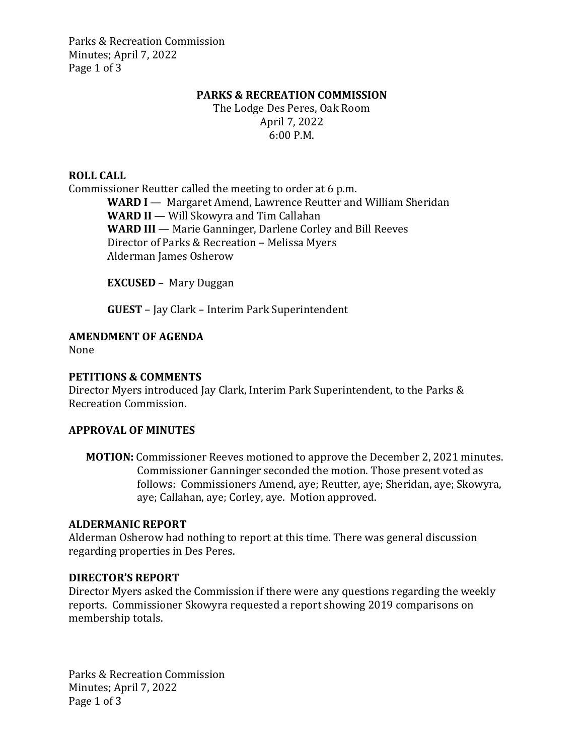# PARKS & RECREATION COMMISSION

The Lodge Des Peres, Oak Room
April 7, 2022
6:00 P.M.

## ROLL CALL

Commissioner Reutter called the meeting to order at 6 p.m.

**WARD I** — Margaret Amend, Lawrence Reutter and William Sheridan
**WARD II** — Will Skowyra and Tim Callahan
**WARD III** — Marie Ganninger, Darlene Corley and Bill Reeves
Director of Parks & Recreation – Melissa Myers
Alderman James Osherow

**EXCUSED** – Mary Duggan

**GUEST** – Jay Clark – Interim Park Superintendent

## AMENDMENT OF AGENDA

None

## PETITIONS & COMMENTS

Director Myers introduced Jay Clark, Interim Park Superintendent, to the Parks & Recreation Commission.

## APPROVAL OF MINUTES

**MOTION:** Commissioner Reeves motioned to approve the December 2, 2021 minutes. Commissioner Ganninger seconded the motion. Those present voted as follows: Commissioners Amend, aye; Reutter, aye; Sheridan, aye; Skowyra, aye; Callahan, aye; Corley, aye. Motion approved.

## ALDERMANIC REPORT

Alderman Osherow had nothing to report at this time. There was general discussion regarding properties in Des Peres.

## DIRECTOR'S REPORT

Director Myers asked the Commission if there were any questions regarding the weekly reports. Commissioner Skowyra requested a report showing 2019 comparisons on membership totals.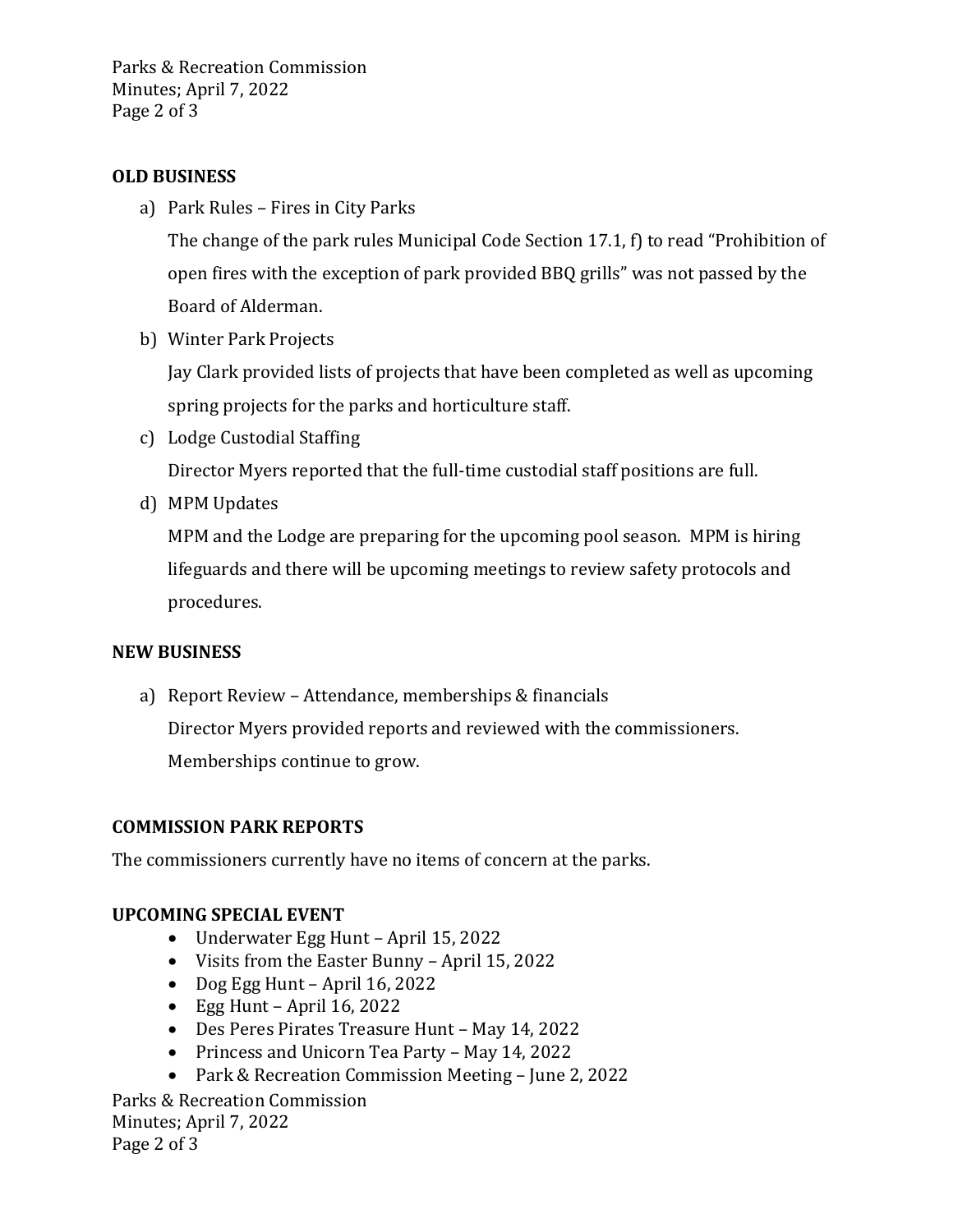**OLD BUSINESS**

a) Park Rules – Fires in City Parks

   The change of the park rules Municipal Code Section 17.1, f) to read "Prohibition of open fires with the exception of park provided BBQ grills" was not passed by the Board of Alderman.

b) Winter Park Projects

   Jay Clark provided lists of projects that have been completed as well as upcoming spring projects for the parks and horticulture staff.

c) Lodge Custodial Staffing

   Director Myers reported that the full-time custodial staff positions are full.

d) MPM Updates

   MPM and the Lodge are preparing for the upcoming pool season. MPM is hiring lifeguards and there will be upcoming meetings to review safety protocols and procedures.

**NEW BUSINESS**

a) Report Review – Attendance, memberships & financials

   Director Myers provided reports and reviewed with the commissioners. Memberships continue to grow.

**COMMISSION PARK REPORTS**

The commissioners currently have no items of concern at the parks.

**UPCOMING SPECIAL EVENT**

- Underwater Egg Hunt – April 15, 2022
- Visits from the Easter Bunny – April 15, 2022
- Dog Egg Hunt – April 16, 2022
- Egg Hunt – April 16, 2022
- Des Peres Pirates Treasure Hunt – May 14, 2022
- Princess and Unicorn Tea Party – May 14, 2022
- Park & Recreation Commission Meeting – June 2, 2022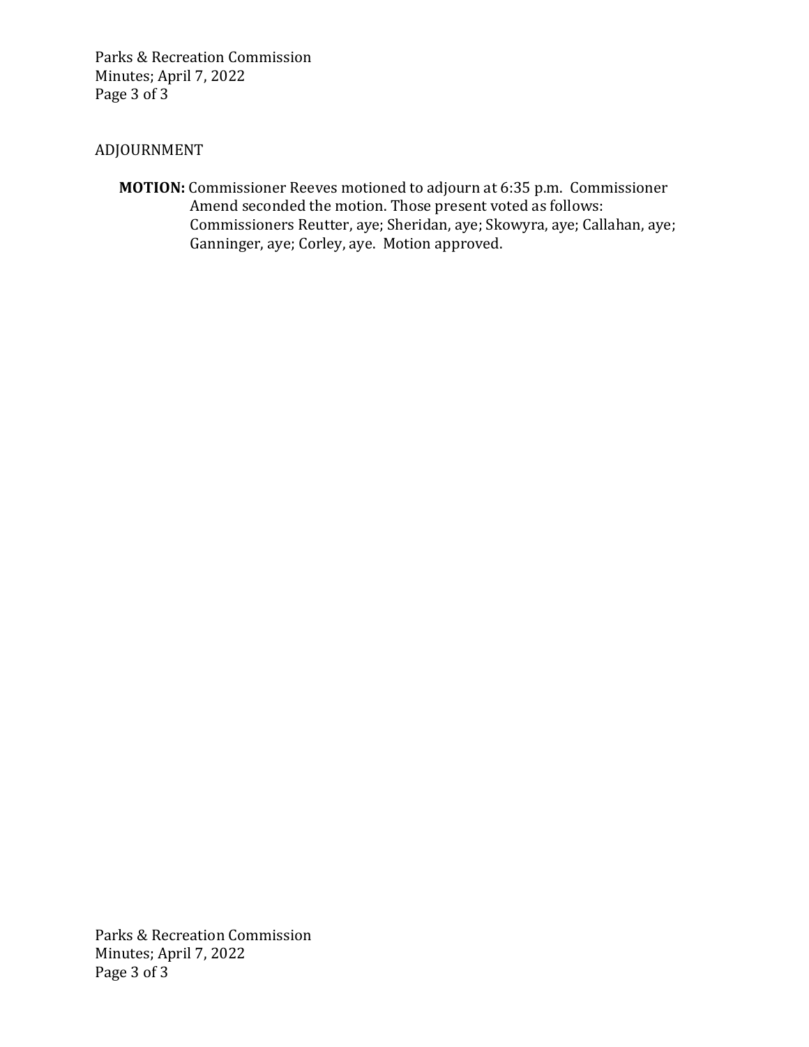ADJOURNMENT

**MOTION:** Commissioner Reeves motioned to adjourn at 6:35 p.m. Commissioner Amend seconded the motion. Those present voted as follows: Commissioners Reutter, aye; Sheridan, aye; Skowyra, aye; Callahan, aye; Ganninger, aye; Corley, aye. Motion approved.